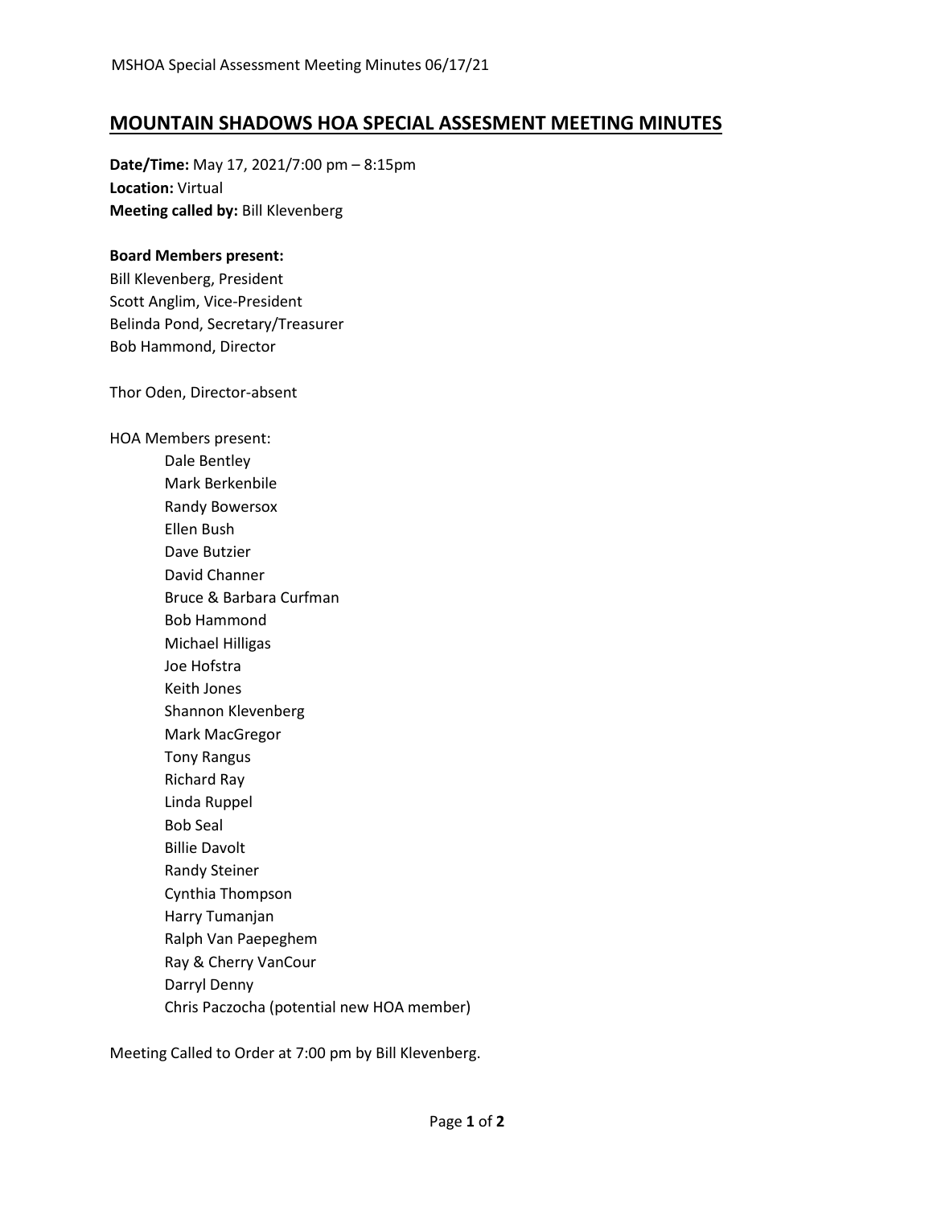# MOUNTAIN SHADOWS HOA SPECIAL ASSESMENT MEETING MINUTES

**Date/Time:** May 17, 2021/7:00 pm – 8:15pm
**Location:** Virtual
**Meeting called by:** Bill Klevenberg

**Board Members present:**
Bill Klevenberg, President
Scott Anglim, Vice-President
Belinda Pond, Secretary/Treasurer
Bob Hammond, Director

Thor Oden, Director-absent

HOA Members present:

- Dale Bentley
- Mark Berkenbile
- Randy Bowersox
- Ellen Bush
- Dave Butzier
- David Channer
- Bruce & Barbara Curfman
- Bob Hammond
- Michael Hilligas
- Joe Hofstra
- Keith Jones
- Shannon Klevenberg
- Mark MacGregor
- Tony Rangus
- Richard Ray
- Linda Ruppel
- Bob Seal
- Billie Davolt
- Randy Steiner
- Cynthia Thompson
- Harry Tumanjan
- Ralph Van Paepeghem
- Ray & Cherry VanCour
- Darryl Denny
- Chris Paczocha (potential new HOA member)

Meeting Called to Order at 7:00 pm by Bill Klevenberg.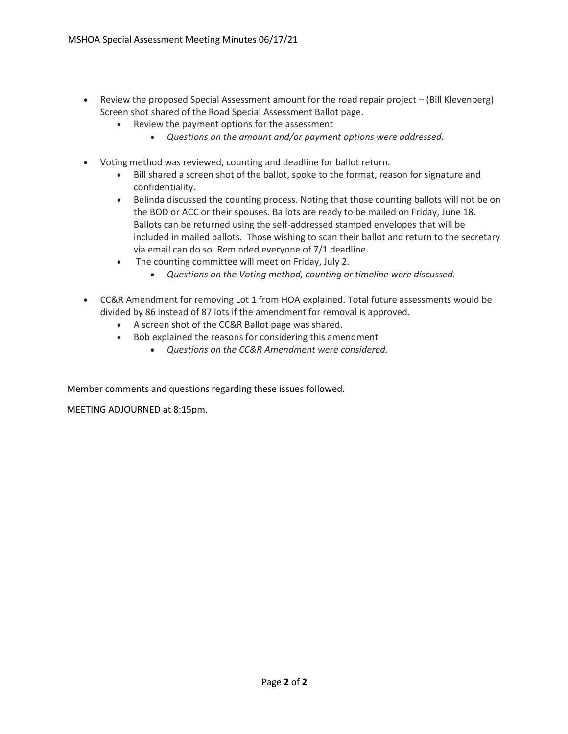- Review the proposed Special Assessment amount for the road repair project – (Bill Klevenberg) Screen shot shared of the Road Special Assessment Ballot page.
    - Review the payment options for the assessment
        - *Questions on the amount and/or payment options were addressed.*
- Voting method was reviewed, counting and deadline for ballot return.
    - Bill shared a screen shot of the ballot, spoke to the format, reason for signature and confidentiality.
    - Belinda discussed the counting process. Noting that those counting ballots will not be on the BOD or ACC or their spouses. Ballots are ready to be mailed on Friday, June 18. Ballots can be returned using the self-addressed stamped envelopes that will be included in mailed ballots. Those wishing to scan their ballot and return to the secretary via email can do so. Reminded everyone of 7/1 deadline.
    - The counting committee will meet on Friday, July 2.
        - *Questions on the Voting method, counting or timeline were discussed.*
- CC&R Amendment for removing Lot 1 from HOA explained. Total future assessments would be divided by 86 instead of 87 lots if the amendment for removal is approved.
    - A screen shot of the CC&R Ballot page was shared.
    - Bob explained the reasons for considering this amendment
        - *Questions on the CC&R Amendment were considered.*

Member comments and questions regarding these issues followed.

MEETING ADJOURNED at 8:15pm.